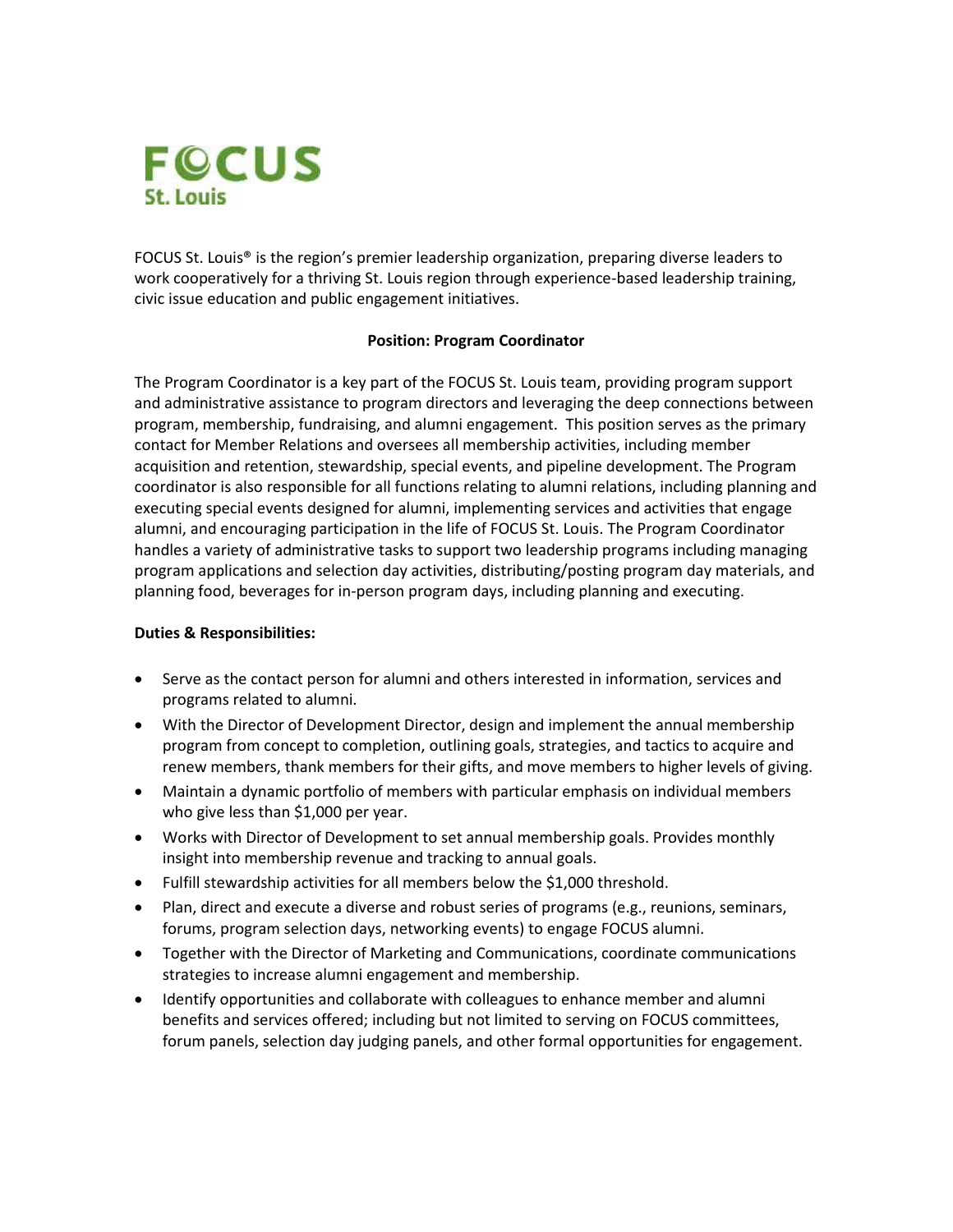FOCUS St. Louis

FOCUS St. Louis® is the region's premier leadership organization, preparing diverse leaders to work cooperatively for a thriving St. Louis region through experience-based leadership training, civic issue education and public engagement initiatives.

**Position: Program Coordinator**

The Program Coordinator is a key part of the FOCUS St. Louis team, providing program support and administrative assistance to program directors and leveraging the deep connections between program, membership, fundraising, and alumni engagement. This position serves as the primary contact for Member Relations and oversees all membership activities, including member acquisition and retention, stewardship, special events, and pipeline development. The Program coordinator is also responsible for all functions relating to alumni relations, including planning and executing special events designed for alumni, implementing services and activities that engage alumni, and encouraging participation in the life of FOCUS St. Louis. The Program Coordinator handles a variety of administrative tasks to support two leadership programs including managing program applications and selection day activities, distributing/posting program day materials, and planning food, beverages for in-person program days, including planning and executing.

**Duties & Responsibilities:**

- Serve as the contact person for alumni and others interested in information, services and programs related to alumni.
- With the Director of Development Director, design and implement the annual membership program from concept to completion, outlining goals, strategies, and tactics to acquire and renew members, thank members for their gifts, and move members to higher levels of giving.
- Maintain a dynamic portfolio of members with particular emphasis on individual members who give less than $1,000 per year.
- Works with Director of Development to set annual membership goals. Provides monthly insight into membership revenue and tracking to annual goals.
- Fulfill stewardship activities for all members below the $1,000 threshold.
- Plan, direct and execute a diverse and robust series of programs (e.g., reunions, seminars, forums, program selection days, networking events) to engage FOCUS alumni.
- Together with the Director of Marketing and Communications, coordinate communications strategies to increase alumni engagement and membership.
- Identify opportunities and collaborate with colleagues to enhance member and alumni benefits and services offered; including but not limited to serving on FOCUS committees, forum panels, selection day judging panels, and other formal opportunities for engagement.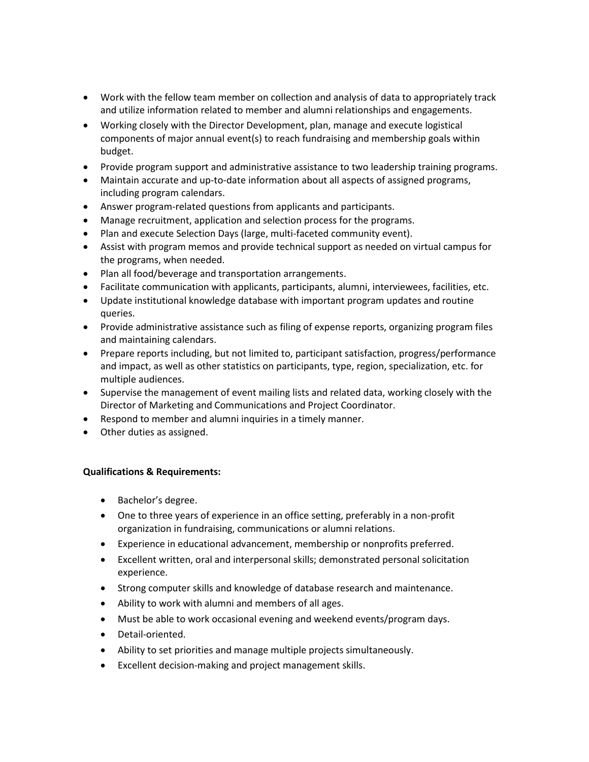- Work with the fellow team member on collection and analysis of data to appropriately track and utilize information related to member and alumni relationships and engagements.
- Working closely with the Director Development, plan, manage and execute logistical components of major annual event(s) to reach fundraising and membership goals within budget.
- Provide program support and administrative assistance to two leadership training programs.
- Maintain accurate and up-to-date information about all aspects of assigned programs, including program calendars.
- Answer program-related questions from applicants and participants.
- Manage recruitment, application and selection process for the programs.
- Plan and execute Selection Days (large, multi-faceted community event).
- Assist with program memos and provide technical support as needed on virtual campus for the programs, when needed.
- Plan all food/beverage and transportation arrangements.
- Facilitate communication with applicants, participants, alumni, interviewees, facilities, etc.
- Update institutional knowledge database with important program updates and routine queries.
- Provide administrative assistance such as filing of expense reports, organizing program files and maintaining calendars.
- Prepare reports including, but not limited to, participant satisfaction, progress/performance and impact, as well as other statistics on participants, type, region, specialization, etc. for multiple audiences.
- Supervise the management of event mailing lists and related data, working closely with the Director of Marketing and Communications and Project Coordinator.
- Respond to member and alumni inquiries in a timely manner.
- Other duties as assigned.

**Qualifications & Requirements:**

- Bachelor's degree.
- One to three years of experience in an office setting, preferably in a non-profit organization in fundraising, communications or alumni relations.
- Experience in educational advancement, membership or nonprofits preferred.
- Excellent written, oral and interpersonal skills; demonstrated personal solicitation experience.
- Strong computer skills and knowledge of database research and maintenance.
- Ability to work with alumni and members of all ages.
- Must be able to work occasional evening and weekend events/program days.
- Detail-oriented.
- Ability to set priorities and manage multiple projects simultaneously.
- Excellent decision-making and project management skills.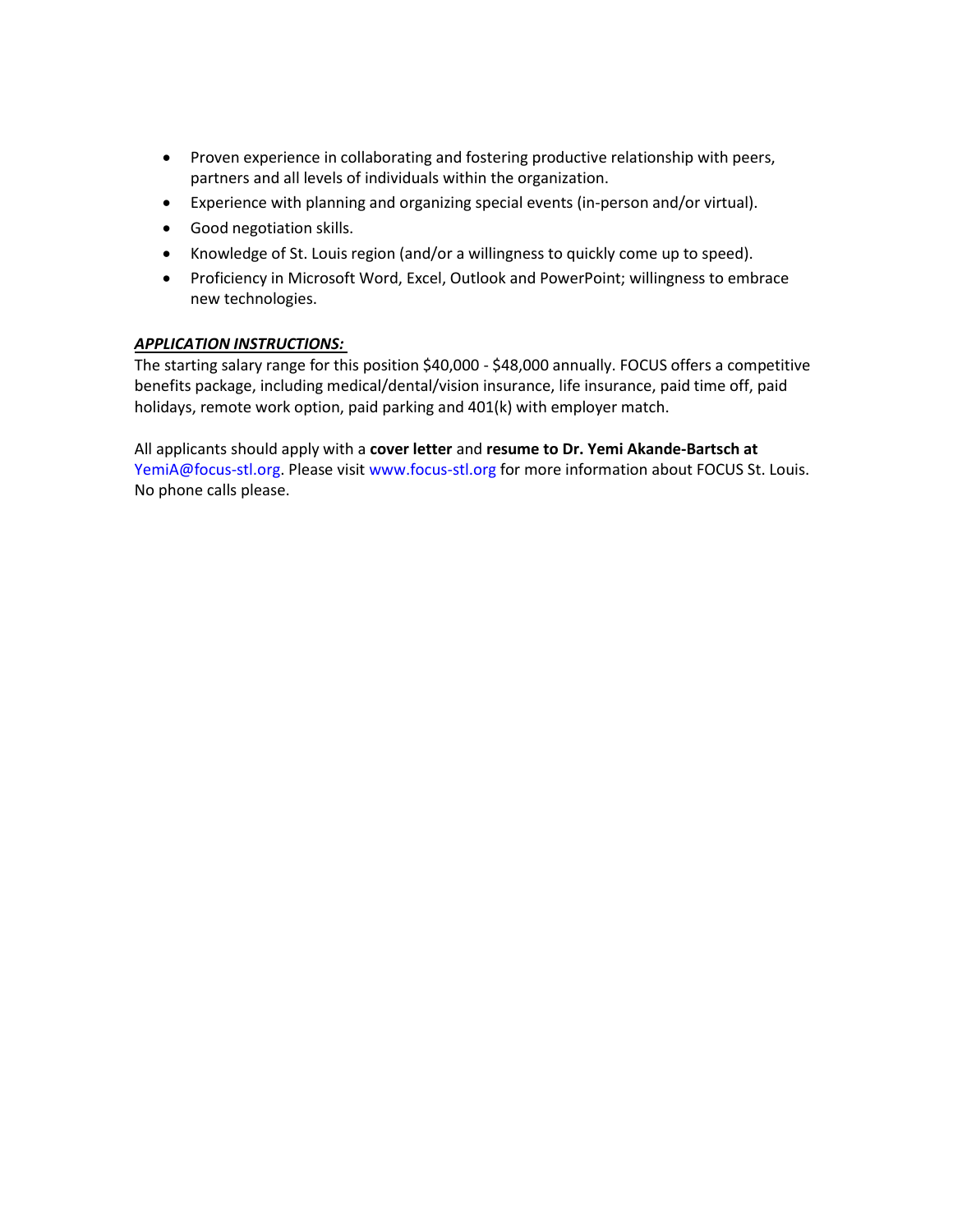- Proven experience in collaborating and fostering productive relationship with peers, partners and all levels of individuals within the organization.
- Experience with planning and organizing special events (in-person and/or virtual).
- Good negotiation skills.
- Knowledge of St. Louis region (and/or a willingness to quickly come up to speed).
- Proficiency in Microsoft Word, Excel, Outlook and PowerPoint; willingness to embrace new technologies.

***APPLICATION INSTRUCTIONS:***

The starting salary range for this position $40,000 - $48,000 annually. FOCUS offers a competitive benefits package, including medical/dental/vision insurance, life insurance, paid time off, paid holidays, remote work option, paid parking and 401(k) with employer match.

All applicants should apply with a **cover letter** and **resume to Dr. Yemi Akande-Bartsch at** YemiA@focus-stl.org. Please visit www.focus-stl.org for more information about FOCUS St. Louis. No phone calls please.